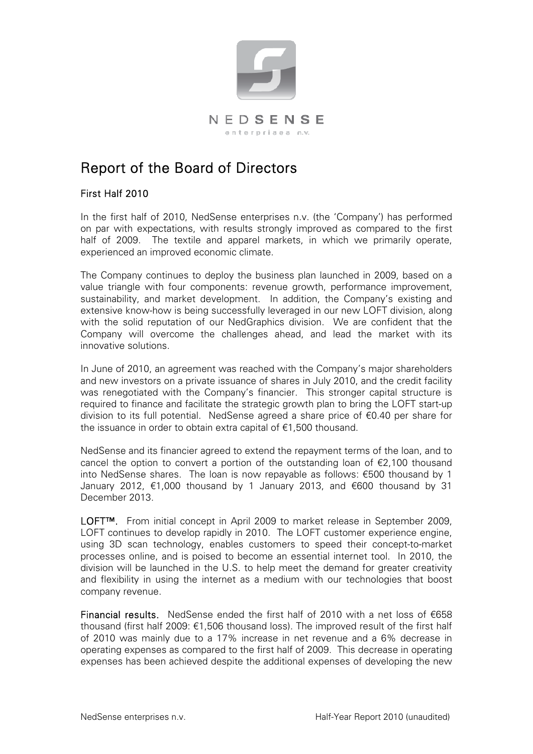NEDSENSE
enterprises n.v.

# Report of the Board of Directors

## First Half 2010

In the first half of 2010, NedSense enterprises n.v. (the 'Company') has performed on par with expectations, with results strongly improved as compared to the first half of 2009. The textile and apparel markets, in which we primarily operate, experienced an improved economic climate.

The Company continues to deploy the business plan launched in 2009, based on a value triangle with four components: revenue growth, performance improvement, sustainability, and market development. In addition, the Company's existing and extensive know-how is being successfully leveraged in our new LOFT division, along with the solid reputation of our NedGraphics division. We are confident that the Company will overcome the challenges ahead, and lead the market with its innovative solutions.

In June of 2010, an agreement was reached with the Company's major shareholders and new investors on a private issuance of shares in July 2010, and the credit facility was renegotiated with the Company's financier. This stronger capital structure is required to finance and facilitate the strategic growth plan to bring the LOFT start-up division to its full potential. NedSense agreed a share price of €0.40 per share for the issuance in order to obtain extra capital of €1,500 thousand.

NedSense and its financier agreed to extend the repayment terms of the loan, and to cancel the option to convert a portion of the outstanding loan of €2,100 thousand into NedSense shares. The loan is now repayable as follows: €500 thousand by 1 January 2012, €1,000 thousand by 1 January 2013, and €600 thousand by 31 December 2013.

**LOFT™.** From initial concept in April 2009 to market release in September 2009, LOFT continues to develop rapidly in 2010. The LOFT customer experience engine, using 3D scan technology, enables customers to speed their concept-to-market processes online, and is poised to become an essential internet tool. In 2010, the division will be launched in the U.S. to help meet the demand for greater creativity and flexibility in using the internet as a medium with our technologies that boost company revenue.

**Financial results.** NedSense ended the first half of 2010 with a net loss of €658 thousand (first half 2009: €1,506 thousand loss). The improved result of the first half of 2010 was mainly due to a 17% increase in net revenue and a 6% decrease in operating expenses as compared to the first half of 2009. This decrease in operating expenses has been achieved despite the additional expenses of developing the new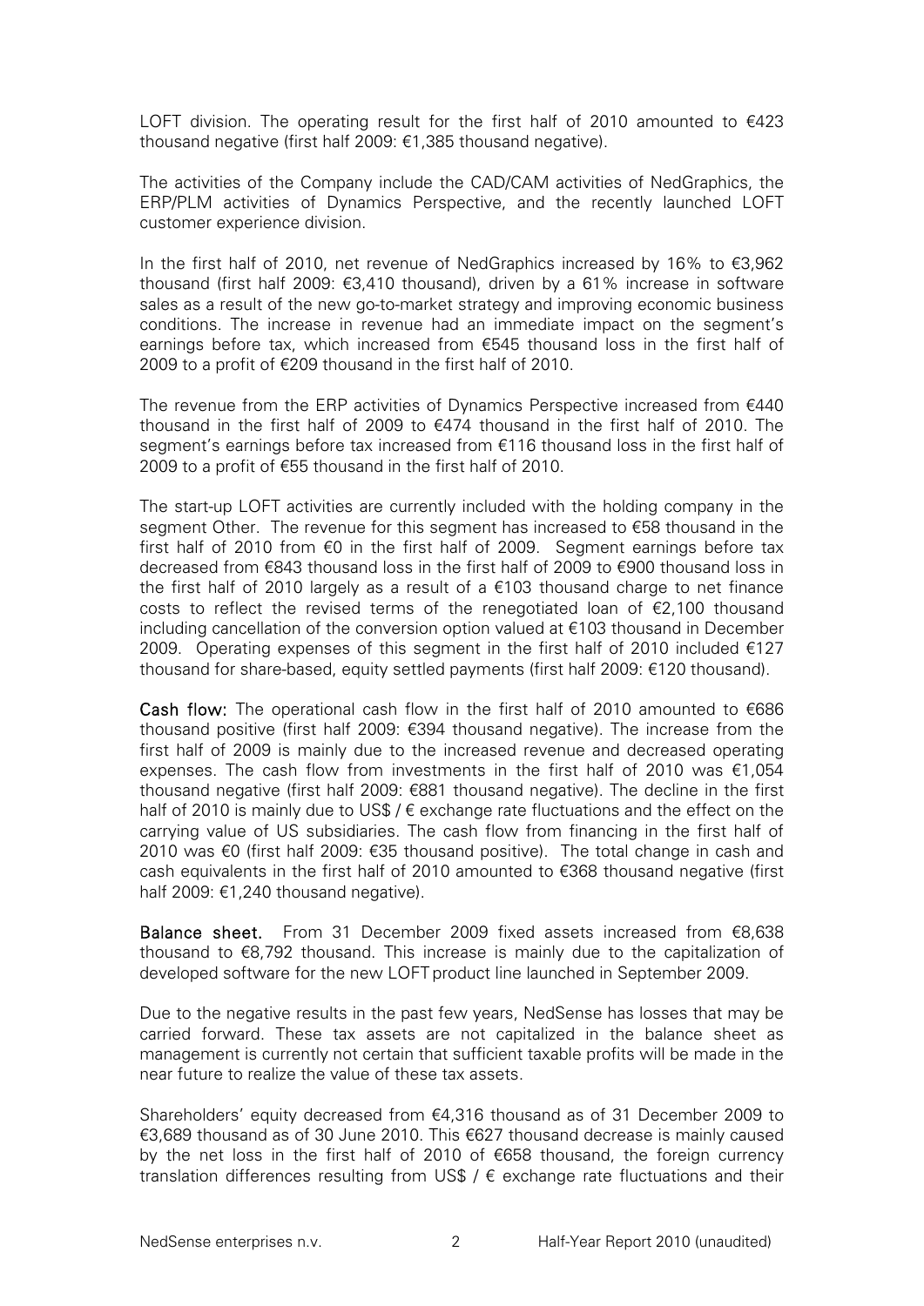LOFT division. The operating result for the first half of 2010 amounted to €423 thousand negative (first half 2009: €1,385 thousand negative).

The activities of the Company include the CAD/CAM activities of NedGraphics, the ERP/PLM activities of Dynamics Perspective, and the recently launched LOFT customer experience division.

In the first half of 2010, net revenue of NedGraphics increased by 16% to €3,962 thousand (first half 2009: €3,410 thousand), driven by a 61% increase in software sales as a result of the new go-to-market strategy and improving economic business conditions. The increase in revenue had an immediate impact on the segment's earnings before tax, which increased from €545 thousand loss in the first half of 2009 to a profit of €209 thousand in the first half of 2010.

The revenue from the ERP activities of Dynamics Perspective increased from €440 thousand in the first half of 2009 to €474 thousand in the first half of 2010. The segment's earnings before tax increased from €116 thousand loss in the first half of 2009 to a profit of €55 thousand in the first half of 2010.

The start-up LOFT activities are currently included with the holding company in the segment Other. The revenue for this segment has increased to €58 thousand in the first half of 2010 from €0 in the first half of 2009. Segment earnings before tax decreased from €843 thousand loss in the first half of 2009 to €900 thousand loss in the first half of 2010 largely as a result of a €103 thousand charge to net finance costs to reflect the revised terms of the renegotiated loan of €2,100 thousand including cancellation of the conversion option valued at €103 thousand in December 2009. Operating expenses of this segment in the first half of 2010 included €127 thousand for share-based, equity settled payments (first half 2009: €120 thousand).

**Cash flow:** The operational cash flow in the first half of 2010 amounted to €686 thousand positive (first half 2009: €394 thousand negative). The increase from the first half of 2009 is mainly due to the increased revenue and decreased operating expenses. The cash flow from investments in the first half of 2010 was €1,054 thousand negative (first half 2009: €881 thousand negative). The decline in the first half of 2010 is mainly due to US$ / € exchange rate fluctuations and the effect on the carrying value of US subsidiaries. The cash flow from financing in the first half of 2010 was €0 (first half 2009: €35 thousand positive). The total change in cash and cash equivalents in the first half of 2010 amounted to €368 thousand negative (first half 2009: €1,240 thousand negative).

**Balance sheet.** From 31 December 2009 fixed assets increased from €8,638 thousand to €8,792 thousand. This increase is mainly due to the capitalization of developed software for the new LOFT product line launched in September 2009.

Due to the negative results in the past few years, NedSense has losses that may be carried forward. These tax assets are not capitalized in the balance sheet as management is currently not certain that sufficient taxable profits will be made in the near future to realize the value of these tax assets.

Shareholders' equity decreased from €4,316 thousand as of 31 December 2009 to €3,689 thousand as of 30 June 2010. This €627 thousand decrease is mainly caused by the net loss in the first half of 2010 of €658 thousand, the foreign currency translation differences resulting from US$ / € exchange rate fluctuations and their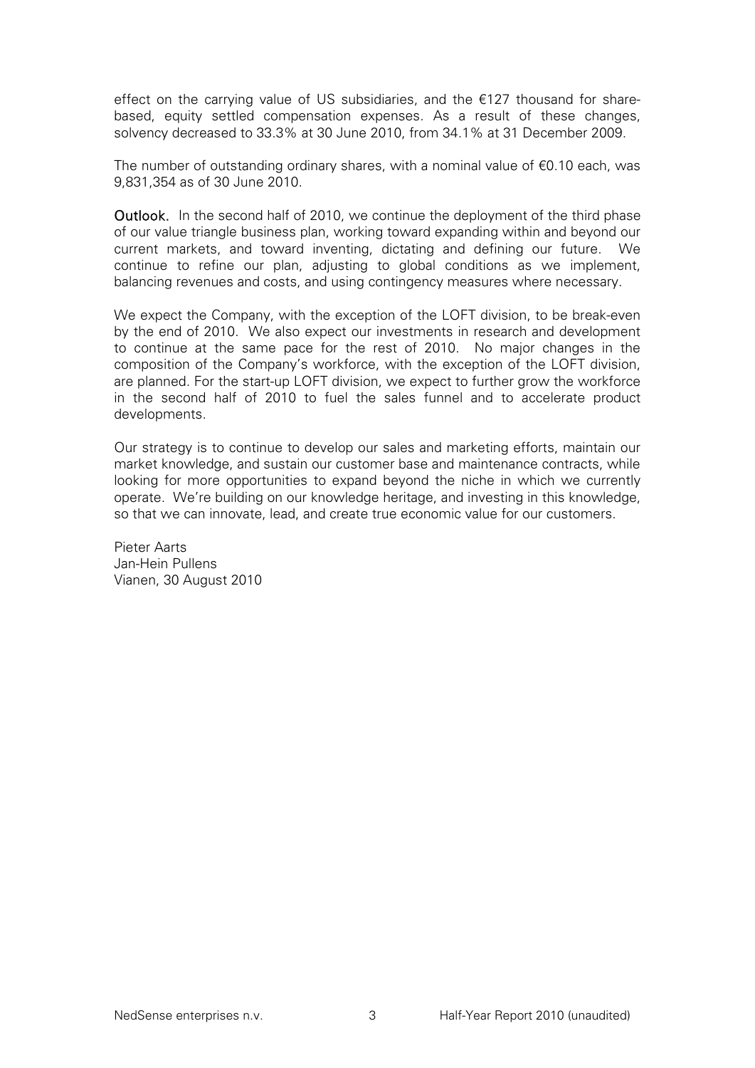effect on the carrying value of US subsidiaries, and the €127 thousand for share-based, equity settled compensation expenses. As a result of these changes, solvency decreased to 33.3% at 30 June 2010, from 34.1% at 31 December 2009.

The number of outstanding ordinary shares, with a nominal value of €0.10 each, was 9,831,354 as of 30 June 2010.

**Outlook.** In the second half of 2010, we continue the deployment of the third phase of our value triangle business plan, working toward expanding within and beyond our current markets, and toward inventing, dictating and defining our future. We continue to refine our plan, adjusting to global conditions as we implement, balancing revenues and costs, and using contingency measures where necessary.

We expect the Company, with the exception of the LOFT division, to be break-even by the end of 2010. We also expect our investments in research and development to continue at the same pace for the rest of 2010. No major changes in the composition of the Company's workforce, with the exception of the LOFT division, are planned. For the start-up LOFT division, we expect to further grow the workforce in the second half of 2010 to fuel the sales funnel and to accelerate product developments.

Our strategy is to continue to develop our sales and marketing efforts, maintain our market knowledge, and sustain our customer base and maintenance contracts, while looking for more opportunities to expand beyond the niche in which we currently operate. We're building on our knowledge heritage, and investing in this knowledge, so that we can innovate, lead, and create true economic value for our customers.

Pieter Aarts
Jan-Hein Pullens
Vianen, 30 August 2010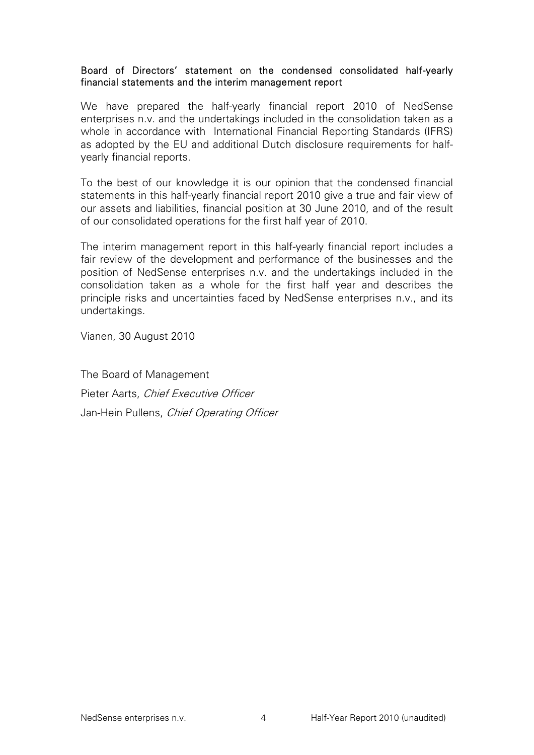## Board of Directors' statement on the condensed consolidated half-yearly financial statements and the interim management report

We have prepared the half-yearly financial report 2010 of NedSense enterprises n.v. and the undertakings included in the consolidation taken as a whole in accordance with International Financial Reporting Standards (IFRS) as adopted by the EU and additional Dutch disclosure requirements for half-yearly financial reports.

To the best of our knowledge it is our opinion that the condensed financial statements in this half-yearly financial report 2010 give a true and fair view of our assets and liabilities, financial position at 30 June 2010, and of the result of our consolidated operations for the first half year of 2010.

The interim management report in this half-yearly financial report includes a fair review of the development and performance of the businesses and the position of NedSense enterprises n.v. and the undertakings included in the consolidation taken as a whole for the first half year and describes the principle risks and uncertainties faced by NedSense enterprises n.v., and its undertakings.

Vianen, 30 August 2010

The Board of Management

Pieter Aarts, *Chief Executive Officer*

Jan-Hein Pullens, *Chief Operating Officer*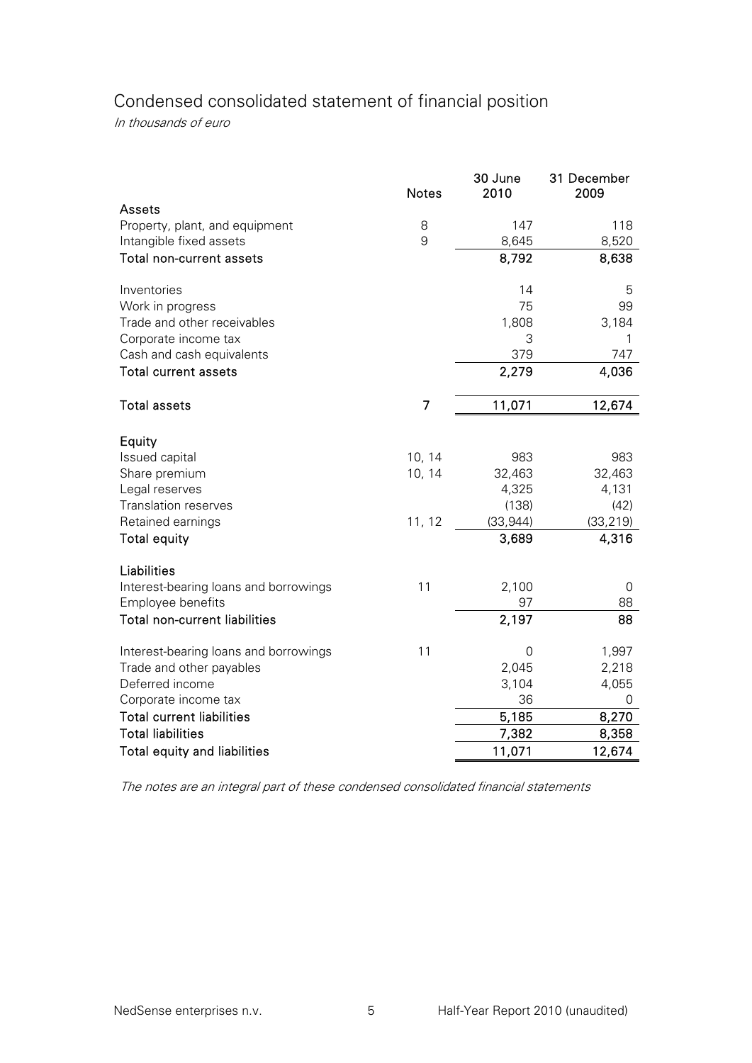# Condensed consolidated statement of financial position

*In thousands of euro*

| | Notes | 30 June 2010 | 31 December 2009 |
|---|---|---|---|
| **Assets** | | | |
| Property, plant, and equipment | 8 | 147 | 118 |
| Intangible fixed assets | 9 | 8,645 | 8,520 |
| **Total non-current assets** | | **8,792** | **8,638** |
| | | | |
| Inventories | | 14 | 5 |
| Work in progress | | 75 | 99 |
| Trade and other receivables | | 1,808 | 3,184 |
| Corporate income tax | | 3 | 1 |
| Cash and cash equivalents | | 379 | 747 |
| **Total current assets** | | **2,279** | **4,036** |
| | | | |
| **Total assets** | **7** | **11,071** | **12,674** |
| | | | |
| **Equity** | | | |
| Issued capital | 10, 14 | 983 | 983 |
| Share premium | 10, 14 | 32,463 | 32,463 |
| Legal reserves | | 4,325 | 4,131 |
| Translation reserves | | (138) | (42) |
| Retained earnings | 11, 12 | (33,944) | (33,219) |
| **Total equity** | | **3,689** | **4,316** |
| | | | |
| **Liabilities** | | | |
| Interest-bearing loans and borrowings | 11 | 2,100 | 0 |
| Employee benefits | | 97 | 88 |
| **Total non-current liabilities** | | **2,197** | **88** |
| | | | |
| Interest-bearing loans and borrowings | 11 | 0 | 1,997 |
| Trade and other payables | | 2,045 | 2,218 |
| Deferred income | | 3,104 | 4,055 |
| Corporate income tax | | 36 | 0 |
| **Total current liabilities** | | **5,185** | **8,270** |
| **Total liabilities** | | **7,382** | **8,358** |
| **Total equity and liabilities** | | **11,071** | **12,674** |

*The notes are an integral part of these condensed consolidated financial statements*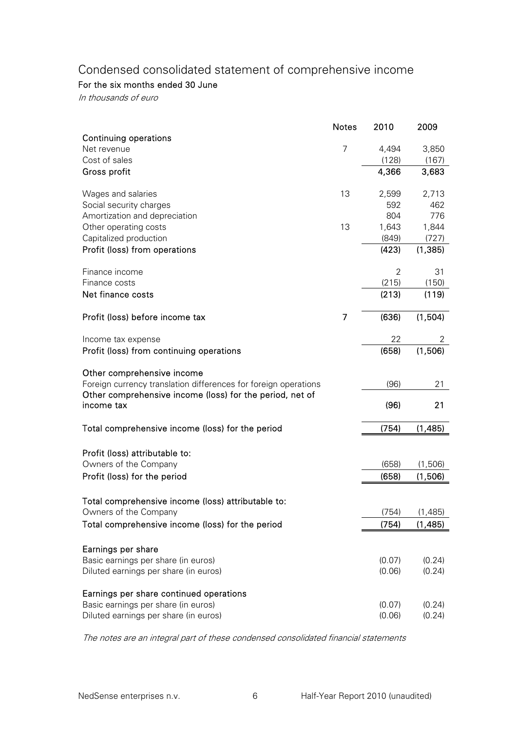## Condensed consolidated statement of comprehensive income

**For the six months ended 30 June**

*In thousands of euro*

| | Notes | 2010 | 2009 |
|---|---|---|---|
| **Continuing operations** | | | |
| Net revenue | 7 | 4,494 | 3,850 |
| Cost of sales | | (128) | (167) |
| **Gross profit** | | **4,366** | **3,683** |
| | | | |
| Wages and salaries | 13 | 2,599 | 2,713 |
| Social security charges | | 592 | 462 |
| Amortization and depreciation | | 804 | 776 |
| Other operating costs | 13 | 1,643 | 1,844 |
| Capitalized production | | (849) | (727) |
| **Profit (loss) from operations** | | **(423)** | **(1,385)** |
| | | | |
| Finance income | | 2 | 31 |
| Finance costs | | (215) | (150) |
| **Net finance costs** | | **(213)** | **(119)** |
| | | | |
| **Profit (loss) before income tax** | **7** | **(636)** | **(1,504)** |
| | | | |
| Income tax expense | | 22 | 2 |
| **Profit (loss) from continuing operations** | | **(658)** | **(1,506)** |
| | | | |
| **Other comprehensive income** | | | |
| Foreign currency translation differences for foreign operations | | (96) | 21 |
| **Other comprehensive income (loss) for the period, net of income tax** | | **(96)** | **21** |
| | | | |
| **Total comprehensive income (loss) for the period** | | **(754)** | **(1,485)** |
| | | | |
| **Profit (loss) attributable to:** | | | |
| Owners of the Company | | (658) | (1,506) |
| **Profit (loss) for the period** | | **(658)** | **(1,506)** |
| | | | |
| **Total comprehensive income (loss) attributable to:** | | | |
| Owners of the Company | | (754) | (1,485) |
| **Total comprehensive income (loss) for the period** | | **(754)** | **(1,485)** |
| | | | |
| **Earnings per share** | | | |
| Basic earnings per share (in euros) | | (0.07) | (0.24) |
| Diluted earnings per share (in euros) | | (0.06) | (0.24) |
| | | | |
| **Earnings per share continued operations** | | | |
| Basic earnings per share (in euros) | | (0.07) | (0.24) |
| Diluted earnings per share (in euros) | | (0.06) | (0.24) |

*The notes are an integral part of these condensed consolidated financial statements*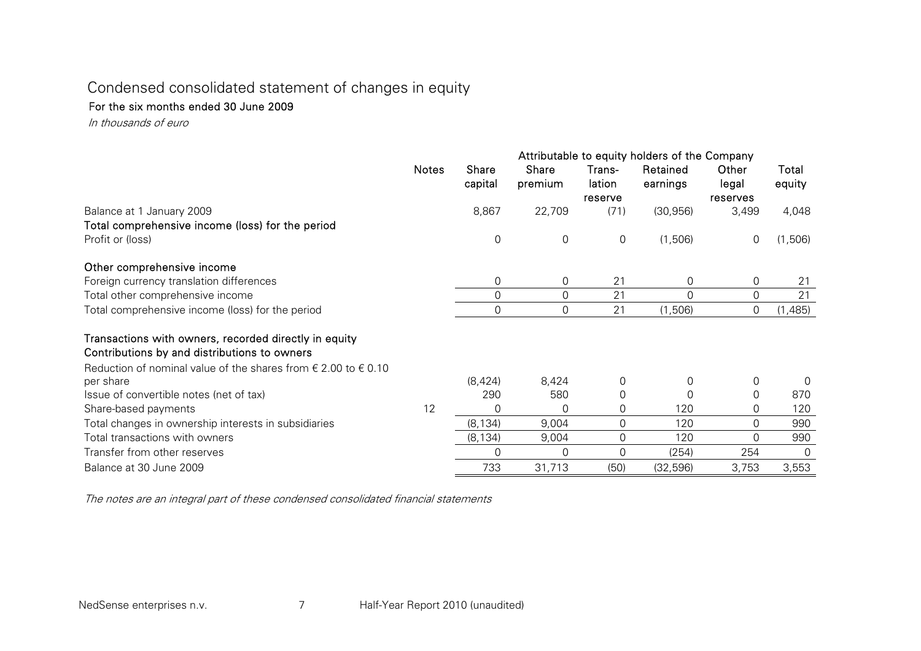# Condensed consolidated statement of changes in equity

**For the six months ended 30 June 2009**

*In thousands of euro*

| | Notes | Attributable to equity holders of the Company | | | | | |
|---|---|---|---|---|---|---|---|
| | | Share capital | Share premium | Trans-lation reserve | Retained earnings | Other legal reserves | Total equity |
| Balance at 1 January 2009 | | 8,867 | 22,709 | (71) | (30,956) | 3,499 | 4,048 |
| **Total comprehensive income (loss) for the period** | | | | | | | |
| Profit or (loss) | | 0 | 0 | 0 | (1,506) | 0 | (1,506) |
| **Other comprehensive income** | | | | | | | |
| Foreign currency translation differences | | 0 | 0 | 21 | 0 | 0 | 21 |
| Total other comprehensive income | | 0 | 0 | 21 | 0 | 0 | 21 |
| Total comprehensive income (loss) for the period | | 0 | 0 | 21 | (1,506) | 0 | (1,485) |
| **Transactions with owners, recorded directly in equity** | | | | | | | |
| **Contributions by and distributions to owners** | | | | | | | |
| Reduction of nominal value of the shares from € 2.00 to € 0.10 per share | | (8,424) | 8,424 | 0 | 0 | 0 | 0 |
| Issue of convertible notes (net of tax) | | 290 | 580 | 0 | 0 | 0 | 870 |
| Share-based payments | 12 | 0 | 0 | 0 | 120 | 0 | 120 |
| Total changes in ownership interests in subsidiaries | | (8,134) | 9,004 | 0 | 120 | 0 | 990 |
| Total transactions with owners | | (8,134) | 9,004 | 0 | 120 | 0 | 990 |
| Transfer from other reserves | | 0 | 0 | 0 | (254) | 254 | 0 |
| Balance at 30 June 2009 | | 733 | 31,713 | (50) | (32,596) | 3,753 | 3,553 |

*The notes are an integral part of these condensed consolidated financial statements*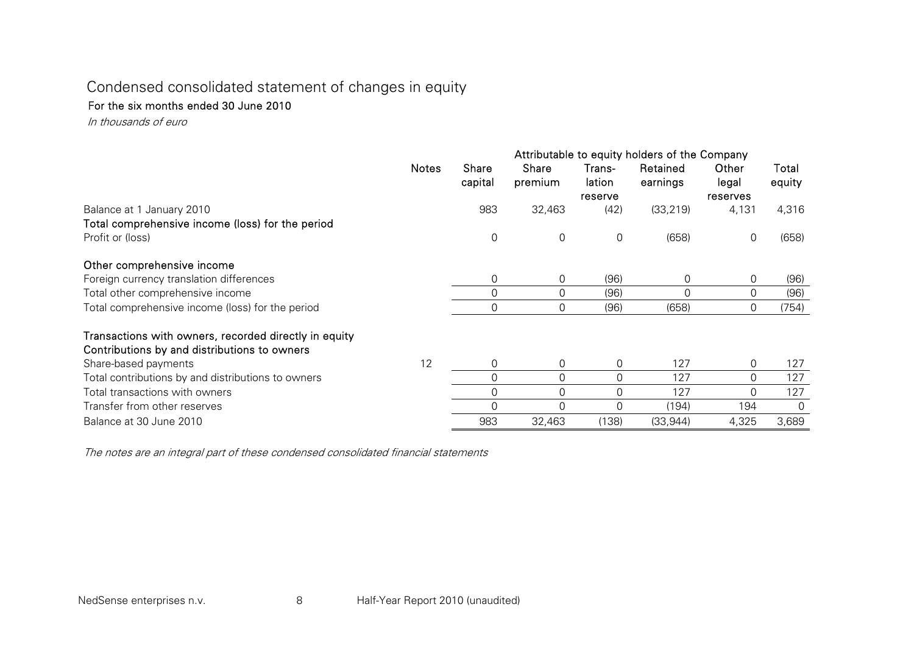# Condensed consolidated statement of changes in equity

**For the six months ended 30 June 2010**

*In thousands of euro*

| | Notes | Attributable to equity holders of the Company | | | | | |
|---|---|---|---|---|---|---|---|
| | | Share capital | Share premium | Trans-lation reserve | Retained earnings | Other legal reserves | Total equity |
| Balance at 1 January 2010 | | 983 | 32,463 | (42) | (33,219) | 4,131 | 4,316 |
| **Total comprehensive income (loss) for the period** | | | | | | | |
| Profit or (loss) | | 0 | 0 | 0 | (658) | 0 | (658) |
| **Other comprehensive income** | | | | | | | |
| Foreign currency translation differences | | 0 | 0 | (96) | 0 | 0 | (96) |
| Total other comprehensive income | | 0 | 0 | (96) | 0 | 0 | (96) |
| Total comprehensive income (loss) for the period | | 0 | 0 | (96) | (658) | 0 | (754) |
| **Transactions with owners, recorded directly in equity** | | | | | | | |
| **Contributions by and distributions to owners** | | | | | | | |
| Share-based payments | 12 | 0 | 0 | 0 | 127 | 0 | 127 |
| Total contributions by and distributions to owners | | 0 | 0 | 0 | 127 | 0 | 127 |
| Total transactions with owners | | 0 | 0 | 0 | 127 | 0 | 127 |
| Transfer from other reserves | | 0 | 0 | 0 | (194) | 194 | 0 |
| Balance at 30 June 2010 | | 983 | 32,463 | (138) | (33,944) | 4,325 | 3,689 |

*The notes are an integral part of these condensed consolidated financial statements*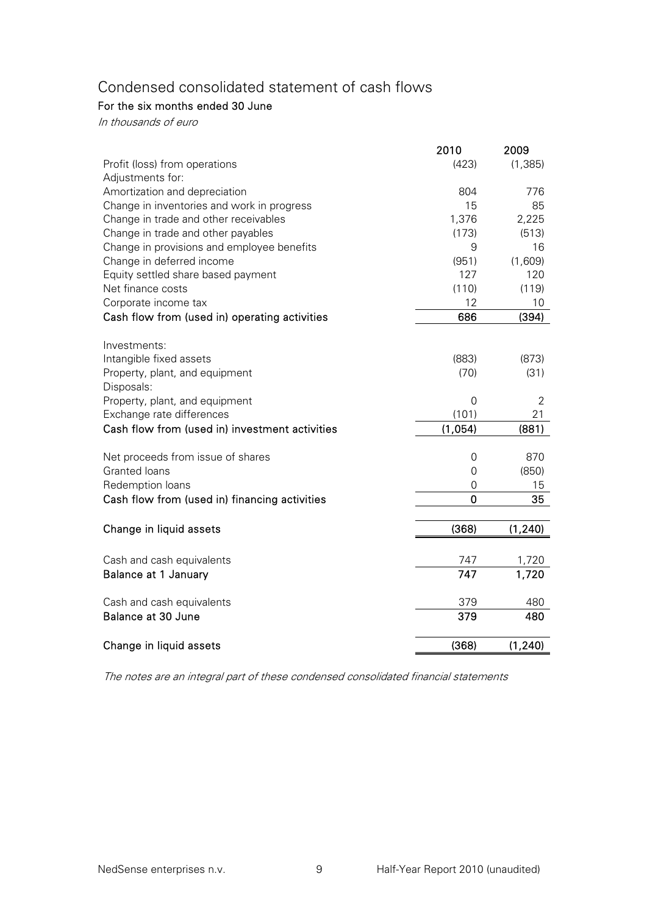# Condensed consolidated statement of cash flows

**For the six months ended 30 June**

*In thousands of euro*

| | 2010 | 2009 |
|---|---|---|
| Profit (loss) from operations | (423) | (1,385) |
| Adjustments for: | | |
| Amortization and depreciation | 804 | 776 |
| Change in inventories and work in progress | 15 | 85 |
| Change in trade and other receivables | 1,376 | 2,225 |
| Change in trade and other payables | (173) | (513) |
| Change in provisions and employee benefits | 9 | 16 |
| Change in deferred income | (951) | (1,609) |
| Equity settled share based payment | 127 | 120 |
| Net finance costs | (110) | (119) |
| Corporate income tax | 12 | 10 |
| **Cash flow from (used in) operating activities** | **686** | **(394)** |
| | | |
| Investments: | | |
| Intangible fixed assets | (883) | (873) |
| Property, plant, and equipment | (70) | (31) |
| Disposals: | | |
| Property, plant, and equipment | 0 | 2 |
| Exchange rate differences | (101) | 21 |
| **Cash flow from (used in) investment activities** | **(1,054)** | **(881)** |
| | | |
| Net proceeds from issue of shares | 0 | 870 |
| Granted loans | 0 | (850) |
| Redemption loans | 0 | 15 |
| **Cash flow from (used in) financing activities** | **0** | **35** |
| | | |
| **Change in liquid assets** | **(368)** | **(1,240)** |
| | | |
| Cash and cash equivalents | 747 | 1,720 |
| **Balance at 1 January** | **747** | **1,720** |
| | | |
| Cash and cash equivalents | 379 | 480 |
| **Balance at 30 June** | **379** | **480** |
| | | |
| **Change in liquid assets** | **(368)** | **(1,240)** |

*The notes are an integral part of these condensed consolidated financial statements*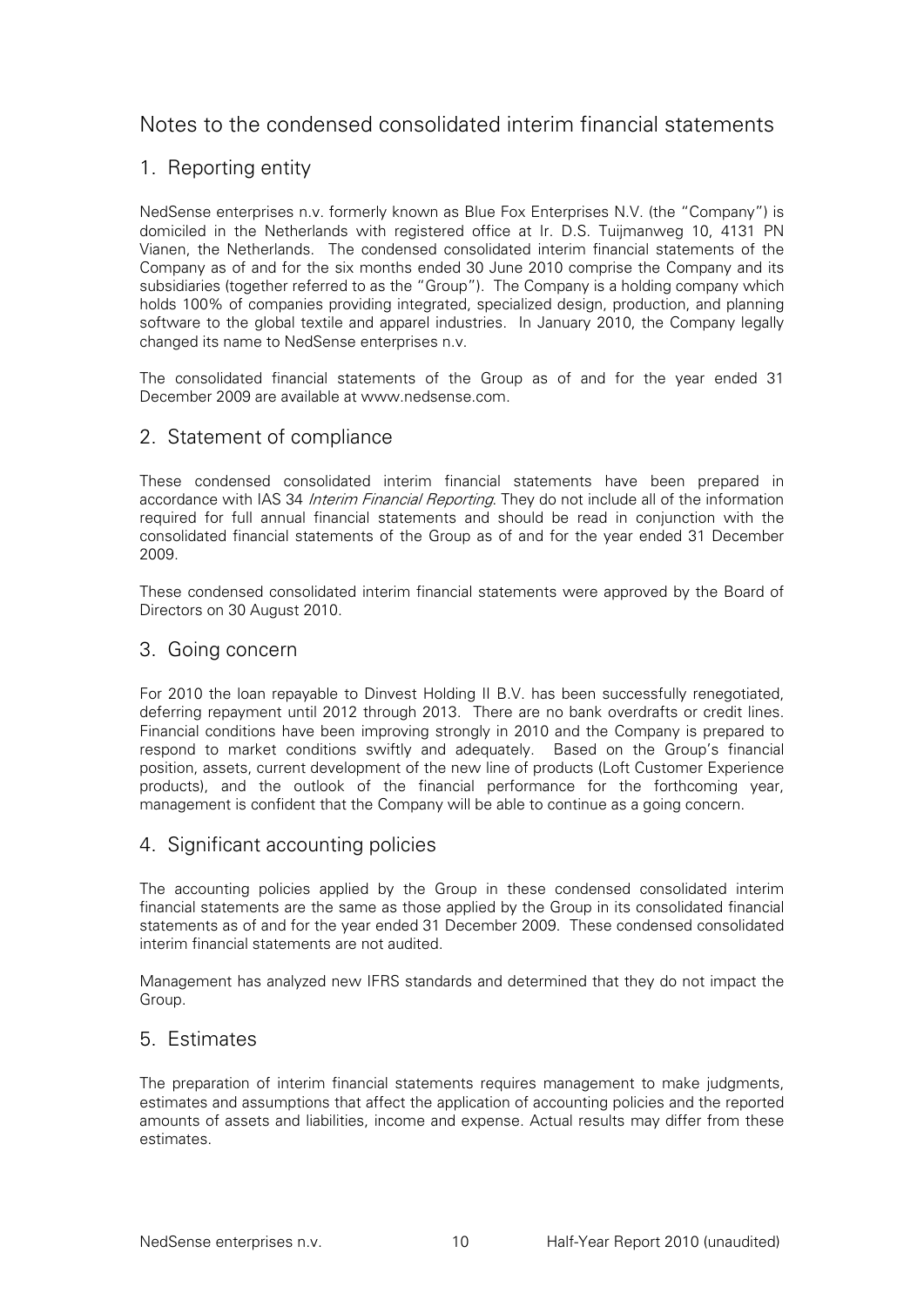# Notes to the condensed consolidated interim financial statements

## 1. Reporting entity

NedSense enterprises n.v. formerly known as Blue Fox Enterprises N.V. (the "Company") is domiciled in the Netherlands with registered office at Ir. D.S. Tuijmanweg 10, 4131 PN Vianen, the Netherlands. The condensed consolidated interim financial statements of the Company as of and for the six months ended 30 June 2010 comprise the Company and its subsidiaries (together referred to as the "Group"). The Company is a holding company which holds 100% of companies providing integrated, specialized design, production, and planning software to the global textile and apparel industries. In January 2010, the Company legally changed its name to NedSense enterprises n.v.

The consolidated financial statements of the Group as of and for the year ended 31 December 2009 are available at www.nedsense.com.

## 2. Statement of compliance

These condensed consolidated interim financial statements have been prepared in accordance with IAS 34 *Interim Financial Reporting*. They do not include all of the information required for full annual financial statements and should be read in conjunction with the consolidated financial statements of the Group as of and for the year ended 31 December 2009.

These condensed consolidated interim financial statements were approved by the Board of Directors on 30 August 2010.

## 3. Going concern

For 2010 the loan repayable to Dinvest Holding II B.V. has been successfully renegotiated, deferring repayment until 2012 through 2013. There are no bank overdrafts or credit lines. Financial conditions have been improving strongly in 2010 and the Company is prepared to respond to market conditions swiftly and adequately. Based on the Group's financial position, assets, current development of the new line of products (Loft Customer Experience products), and the outlook of the financial performance for the forthcoming year, management is confident that the Company will be able to continue as a going concern.

## 4. Significant accounting policies

The accounting policies applied by the Group in these condensed consolidated interim financial statements are the same as those applied by the Group in its consolidated financial statements as of and for the year ended 31 December 2009. These condensed consolidated interim financial statements are not audited.

Management has analyzed new IFRS standards and determined that they do not impact the Group.

## 5. Estimates

The preparation of interim financial statements requires management to make judgments, estimates and assumptions that affect the application of accounting policies and the reported amounts of assets and liabilities, income and expense. Actual results may differ from these estimates.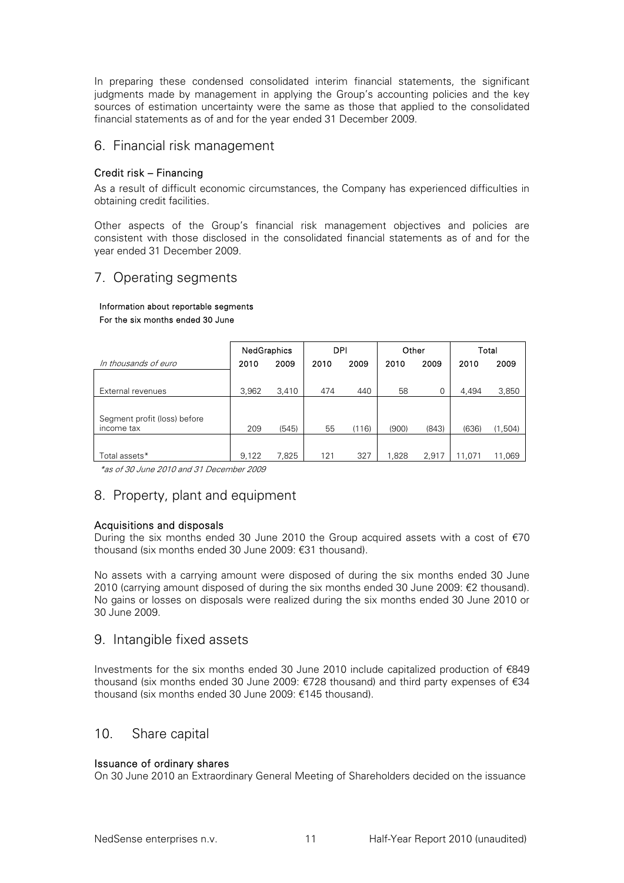In preparing these condensed consolidated interim financial statements, the significant judgments made by management in applying the Group's accounting policies and the key sources of estimation uncertainty were the same as those that applied to the consolidated financial statements as of and for the year ended 31 December 2009.

## 6. Financial risk management

### Credit risk – Financing

As a result of difficult economic circumstances, the Company has experienced difficulties in obtaining credit facilities.

Other aspects of the Group's financial risk management objectives and policies are consistent with those disclosed in the consolidated financial statements as of and for the year ended 31 December 2009.

## 7. Operating segments

**Information about reportable segments**

**For the six months ended 30 June**

| | NedGraphics | | DPI | | Other | | Total | |
|---|---|---|---|---|---|---|---|---|
| *In thousands of euro* | 2010 | 2009 | 2010 | 2009 | 2010 | 2009 | 2010 | 2009 |
| External revenues | 3,962 | 3,410 | 474 | 440 | 58 | 0 | 4,494 | 3,850 |
| Segment profit (loss) before income tax | 209 | (545) | 55 | (116) | (900) | (843) | (636) | (1,504) |
| Total assets* | 9,122 | 7,825 | 121 | 327 | 1,828 | 2,917 | 11,071 | 11,069 |

*\*as of 30 June 2010 and 31 December 2009*

## 8. Property, plant and equipment

### Acquisitions and disposals

During the six months ended 30 June 2010 the Group acquired assets with a cost of €70 thousand (six months ended 30 June 2009: €31 thousand).

No assets with a carrying amount were disposed of during the six months ended 30 June 2010 (carrying amount disposed of during the six months ended 30 June 2009: €2 thousand). No gains or losses on disposals were realized during the six months ended 30 June 2010 or 30 June 2009.

## 9. Intangible fixed assets

Investments for the six months ended 30 June 2010 include capitalized production of €849 thousand (six months ended 30 June 2009: €728 thousand) and third party expenses of €34 thousand (six months ended 30 June 2009: €145 thousand).

## 10. Share capital

### Issuance of ordinary shares

On 30 June 2010 an Extraordinary General Meeting of Shareholders decided on the issuance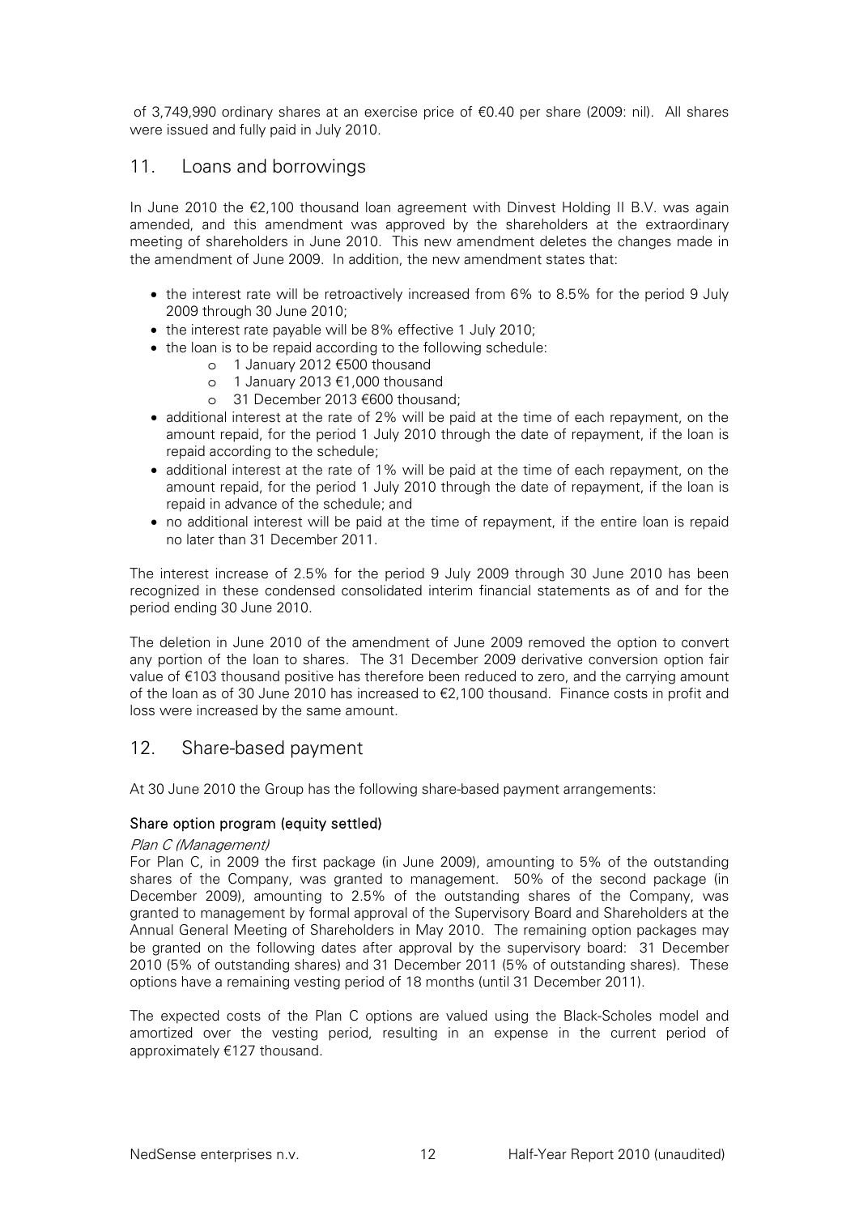of 3,749,990 ordinary shares at an exercise price of €0.40 per share (2009: nil). All shares were issued and fully paid in July 2010.

## 11. Loans and borrowings

In June 2010 the €2,100 thousand loan agreement with Dinvest Holding II B.V. was again amended, and this amendment was approved by the shareholders at the extraordinary meeting of shareholders in June 2010. This new amendment deletes the changes made in the amendment of June 2009. In addition, the new amendment states that:

- the interest rate will be retroactively increased from 6% to 8.5% for the period 9 July 2009 through 30 June 2010;
- the interest rate payable will be 8% effective 1 July 2010;
- the loan is to be repaid according to the following schedule:
  - 1 January 2012 €500 thousand
  - 1 January 2013 €1,000 thousand
  - 31 December 2013 €600 thousand;
- additional interest at the rate of 2% will be paid at the time of each repayment, on the amount repaid, for the period 1 July 2010 through the date of repayment, if the loan is repaid according to the schedule;
- additional interest at the rate of 1% will be paid at the time of each repayment, on the amount repaid, for the period 1 July 2010 through the date of repayment, if the loan is repaid in advance of the schedule; and
- no additional interest will be paid at the time of repayment, if the entire loan is repaid no later than 31 December 2011.

The interest increase of 2.5% for the period 9 July 2009 through 30 June 2010 has been recognized in these condensed consolidated interim financial statements as of and for the period ending 30 June 2010.

The deletion in June 2010 of the amendment of June 2009 removed the option to convert any portion of the loan to shares. The 31 December 2009 derivative conversion option fair value of €103 thousand positive has therefore been reduced to zero, and the carrying amount of the loan as of 30 June 2010 has increased to €2,100 thousand. Finance costs in profit and loss were increased by the same amount.

## 12. Share-based payment

At 30 June 2010 the Group has the following share-based payment arrangements:

**Share option program (equity settled)**

*Plan C (Management)*

For Plan C, in 2009 the first package (in June 2009), amounting to 5% of the outstanding shares of the Company, was granted to management. 50% of the second package (in December 2009), amounting to 2.5% of the outstanding shares of the Company, was granted to management by formal approval of the Supervisory Board and Shareholders at the Annual General Meeting of Shareholders in May 2010. The remaining option packages may be granted on the following dates after approval by the supervisory board: 31 December 2010 (5% of outstanding shares) and 31 December 2011 (5% of outstanding shares). These options have a remaining vesting period of 18 months (until 31 December 2011).

The expected costs of the Plan C options are valued using the Black-Scholes model and amortized over the vesting period, resulting in an expense in the current period of approximately €127 thousand.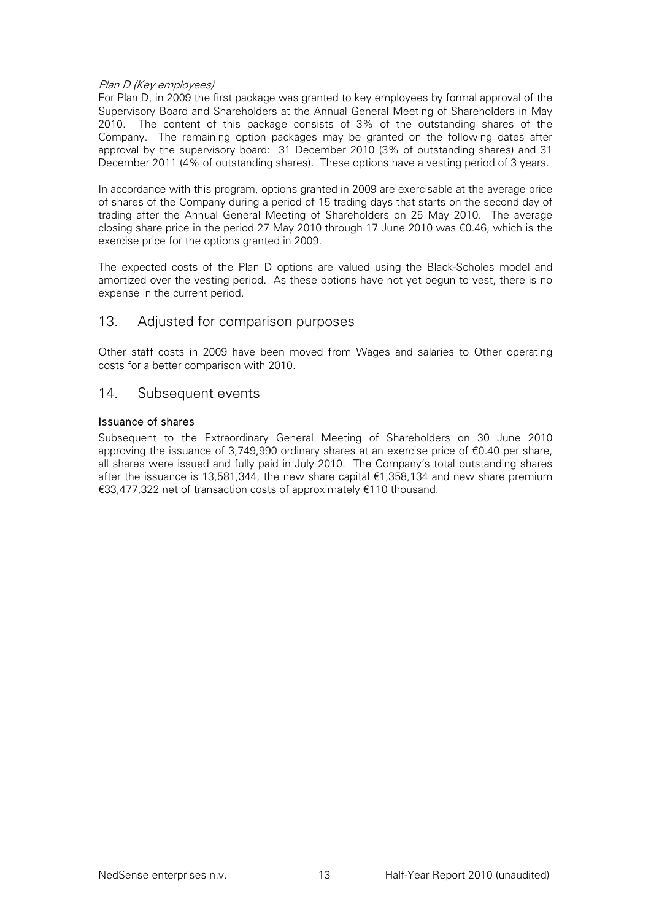*Plan D (Key employees)*

For Plan D, in 2009 the first package was granted to key employees by formal approval of the Supervisory Board and Shareholders at the Annual General Meeting of Shareholders in May 2010. The content of this package consists of 3% of the outstanding shares of the Company. The remaining option packages may be granted on the following dates after approval by the supervisory board: 31 December 2010 (3% of outstanding shares) and 31 December 2011 (4% of outstanding shares). These options have a vesting period of 3 years.

In accordance with this program, options granted in 2009 are exercisable at the average price of shares of the Company during a period of 15 trading days that starts on the second day of trading after the Annual General Meeting of Shareholders on 25 May 2010. The average closing share price in the period 27 May 2010 through 17 June 2010 was €0.46, which is the exercise price for the options granted in 2009.

The expected costs of the Plan D options are valued using the Black-Scholes model and amortized over the vesting period. As these options have not yet begun to vest, there is no expense in the current period.

## 13. Adjusted for comparison purposes

Other staff costs in 2009 have been moved from Wages and salaries to Other operating costs for a better comparison with 2010.

## 14. Subsequent events

**Issuance of shares**

Subsequent to the Extraordinary General Meeting of Shareholders on 30 June 2010 approving the issuance of 3,749,990 ordinary shares at an exercise price of €0.40 per share, all shares were issued and fully paid in July 2010. The Company's total outstanding shares after the issuance is 13,581,344, the new share capital €1,358,134 and new share premium €33,477,322 net of transaction costs of approximately €110 thousand.